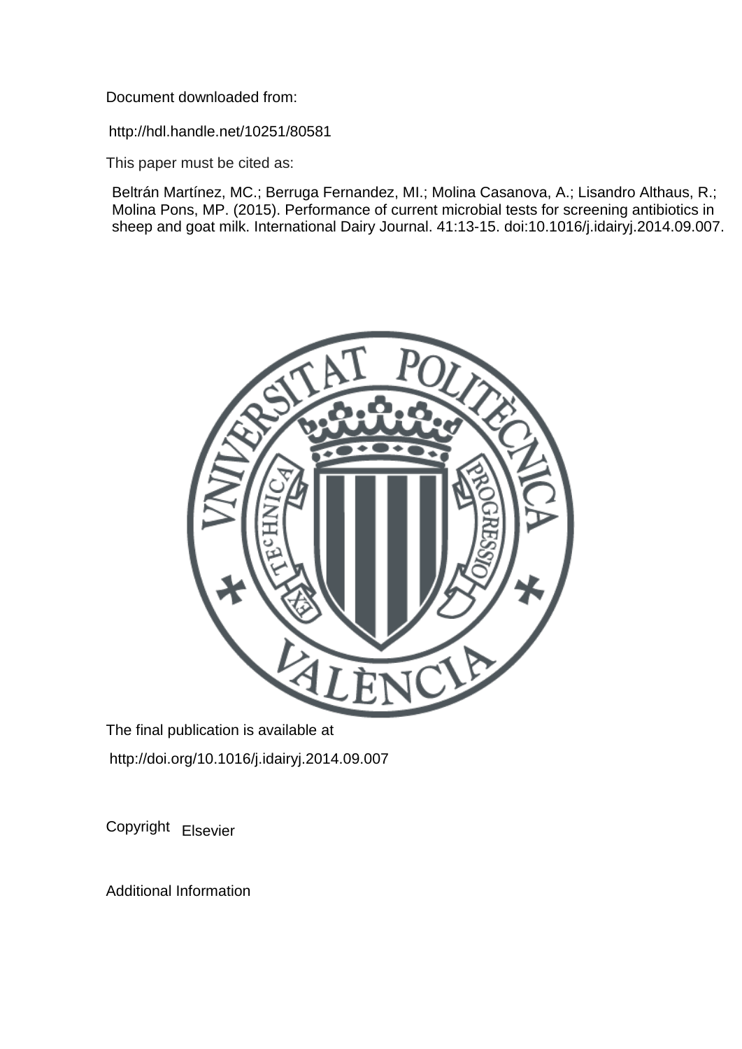Document downloaded from:

http://hdl.handle.net/10251/80581

This paper must be cited as:

Beltrán Martínez, MC.; Berruga Fernandez, MI.; Molina Casanova, A.; Lisandro Althaus, R.; Molina Pons, MP. (2015). Performance of current microbial tests for screening antibiotics in sheep and goat milk. International Dairy Journal. 41:13-15. doi:10.1016/j.idairyj.2014.09.007.

The final publication is available at

http://doi.org/10.1016/j.idairyj.2014.09.007

Copyright Elsevier

Additional Information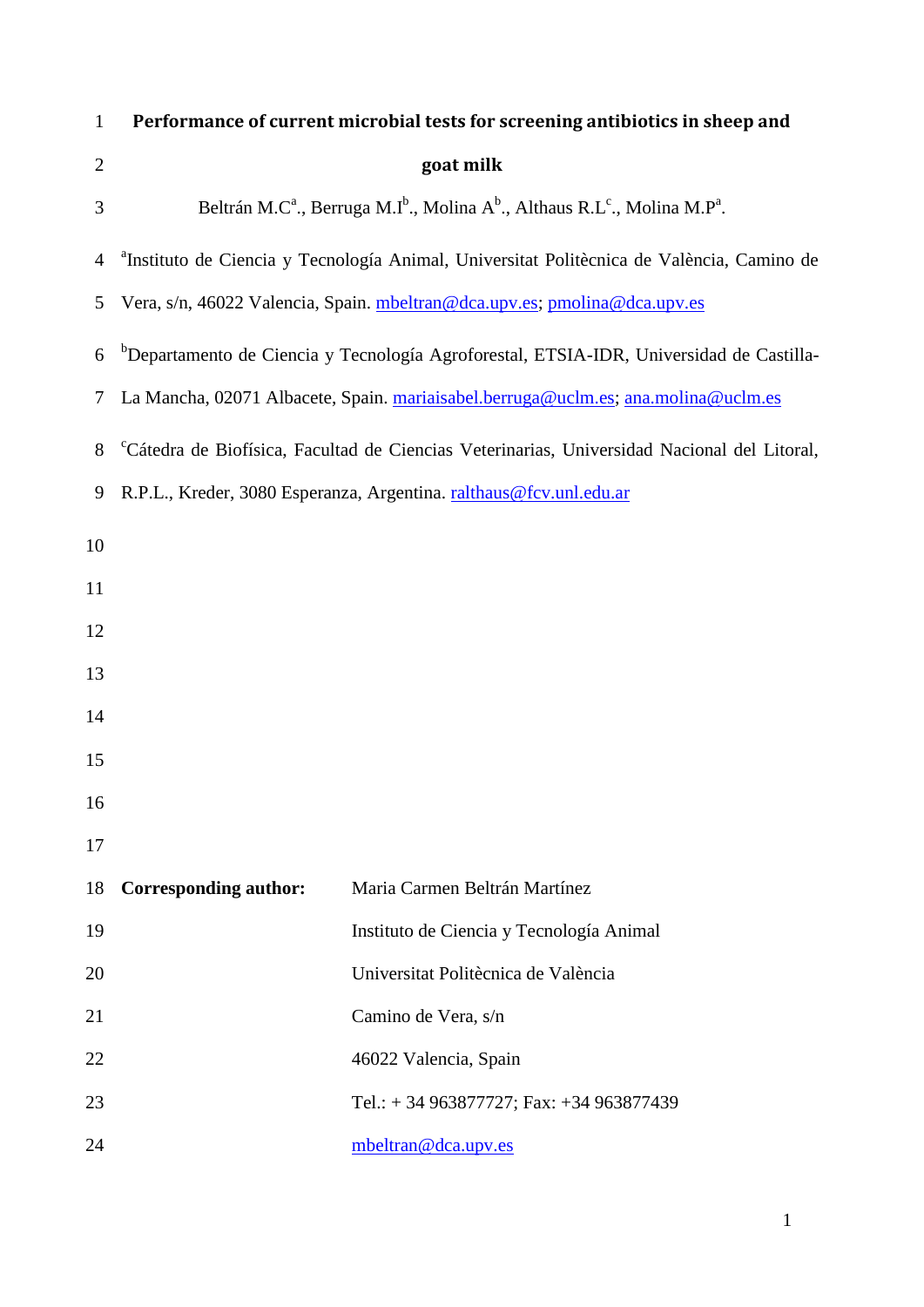# Performance of current microbial tests for screening antibiotics in sheep and goat milk

Beltrán M.C[a]., Berruga M.I[b]., Molina A[b]., Althaus R.L[c]., Molina M.P[a].

[a]Instituto de Ciencia y Tecnología Animal, Universitat Politècnica de València, Camino de Vera, s/n, 46022 Valencia, Spain. mbeltran@dca.upv.es; pmolina@dca.upv.es

[b]Departamento de Ciencia y Tecnología Agroforestal, ETSIA-IDR, Universidad de Castilla-La Mancha, 02071 Albacete, Spain. mariaisabel.berruga@uclm.es; ana.molina@uclm.es

[c]Cátedra de Biofísica, Facultad de Ciencias Veterinarias, Universidad Nacional del Litoral, R.P.L., Kreder, 3080 Esperanza, Argentina. ralthaus@fcv.unl.edu.ar

**Corresponding author:** Maria Carmen Beltrán Martínez
Instituto de Ciencia y Tecnología Animal
Universitat Politècnica de València
Camino de Vera, s/n
46022 Valencia, Spain
Tel.: + 34 963877727; Fax: +34 963877439
mbeltran@dca.upv.es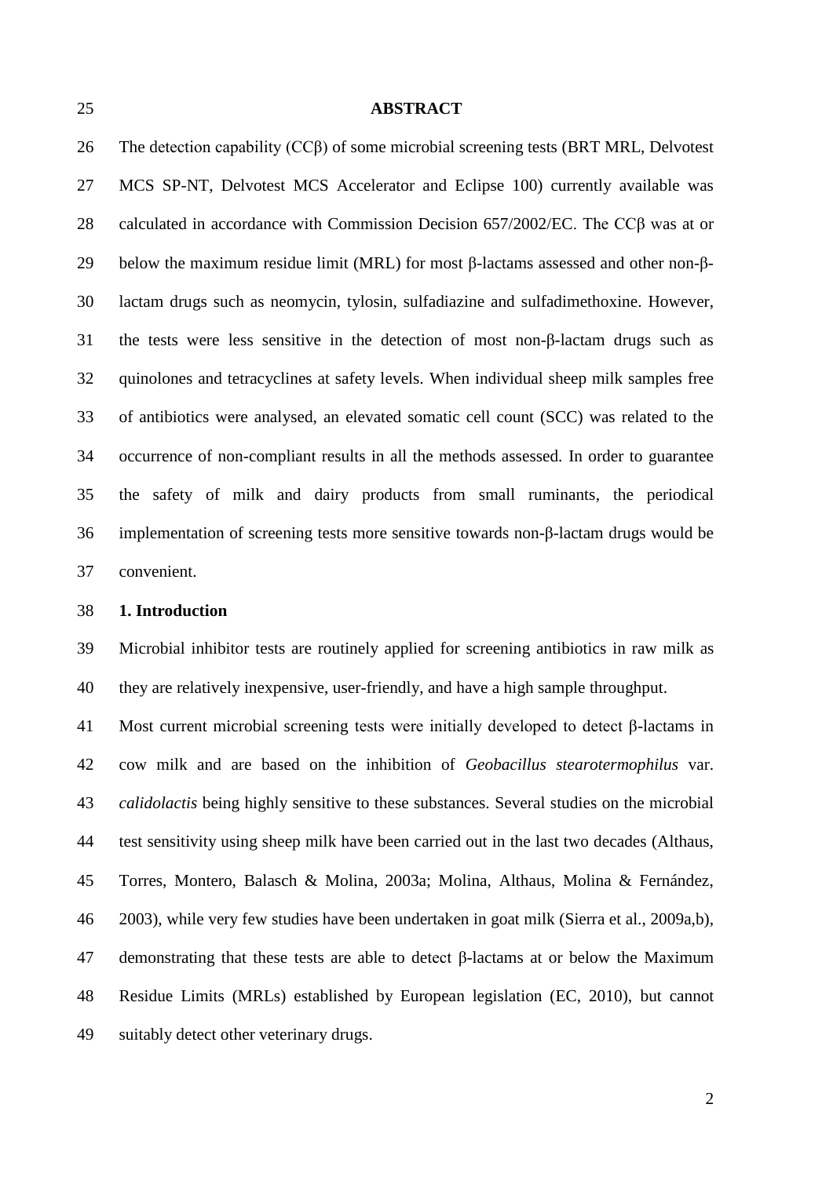## ABSTRACT

The detection capability (CCβ) of some microbial screening tests (BRT MRL, Delvotest MCS SP-NT, Delvotest MCS Accelerator and Eclipse 100) currently available was calculated in accordance with Commission Decision 657/2002/EC. The CCβ was at or below the maximum residue limit (MRL) for most β-lactams assessed and other non-β-lactam drugs such as neomycin, tylosin, sulfadiazine and sulfadimethoxine. However, the tests were less sensitive in the detection of most non-β-lactam drugs such as quinolones and tetracyclines at safety levels. When individual sheep milk samples free of antibiotics were analysed, an elevated somatic cell count (SCC) was related to the occurrence of non-compliant results in all the methods assessed. In order to guarantee the safety of milk and dairy products from small ruminants, the periodical implementation of screening tests more sensitive towards non-β-lactam drugs would be convenient.

## 1. Introduction

Microbial inhibitor tests are routinely applied for screening antibiotics in raw milk as they are relatively inexpensive, user-friendly, and have a high sample throughput.

Most current microbial screening tests were initially developed to detect β-lactams in cow milk and are based on the inhibition of *Geobacillus stearotermophilus* var. *calidolactis* being highly sensitive to these substances. Several studies on the microbial test sensitivity using sheep milk have been carried out in the last two decades (Althaus, Torres, Montero, Balasch & Molina, 2003a; Molina, Althaus, Molina & Fernández, 2003), while very few studies have been undertaken in goat milk (Sierra et al., 2009a,b), demonstrating that these tests are able to detect β-lactams at or below the Maximum Residue Limits (MRLs) established by European legislation (EC, 2010), but cannot suitably detect other veterinary drugs.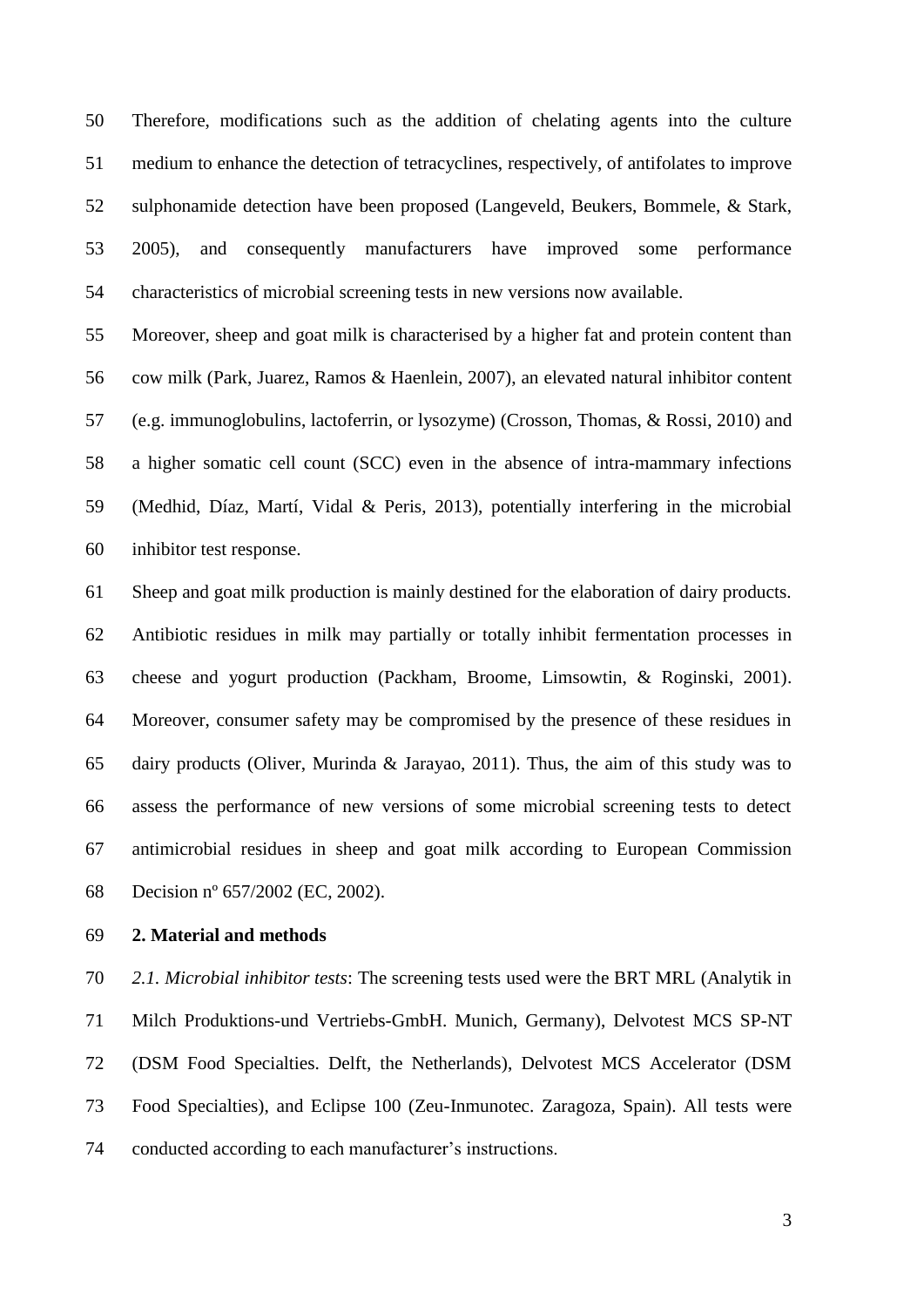Therefore, modifications such as the addition of chelating agents into the culture medium to enhance the detection of tetracyclines, respectively, of antifolates to improve sulphonamide detection have been proposed (Langeveld, Beukers, Bommele, & Stark, 2005), and consequently manufacturers have improved some performance characteristics of microbial screening tests in new versions now available.

Moreover, sheep and goat milk is characterised by a higher fat and protein content than cow milk (Park, Juarez, Ramos & Haenlein, 2007), an elevated natural inhibitor content (e.g. immunoglobulins, lactoferrin, or lysozyme) (Crosson, Thomas, & Rossi, 2010) and a higher somatic cell count (SCC) even in the absence of intra-mammary infections (Medhid, Díaz, Martí, Vidal & Peris, 2013), potentially interfering in the microbial inhibitor test response.

Sheep and goat milk production is mainly destined for the elaboration of dairy products. Antibiotic residues in milk may partially or totally inhibit fermentation processes in cheese and yogurt production (Packham, Broome, Limsowtin, & Roginski, 2001). Moreover, consumer safety may be compromised by the presence of these residues in dairy products (Oliver, Murinda & Jarayao, 2011). Thus, the aim of this study was to assess the performance of new versions of some microbial screening tests to detect antimicrobial residues in sheep and goat milk according to European Commission Decision nº 657/2002 (EC, 2002).

## 2. Material and methods

*2.1. Microbial inhibitor tests*: The screening tests used were the BRT MRL (Analytik in Milch Produktions-und Vertriebs-GmbH. Munich, Germany), Delvotest MCS SP-NT (DSM Food Specialties. Delft, the Netherlands), Delvotest MCS Accelerator (DSM Food Specialties), and Eclipse 100 (Zeu-Inmunotec. Zaragoza, Spain). All tests were conducted according to each manufacturer's instructions.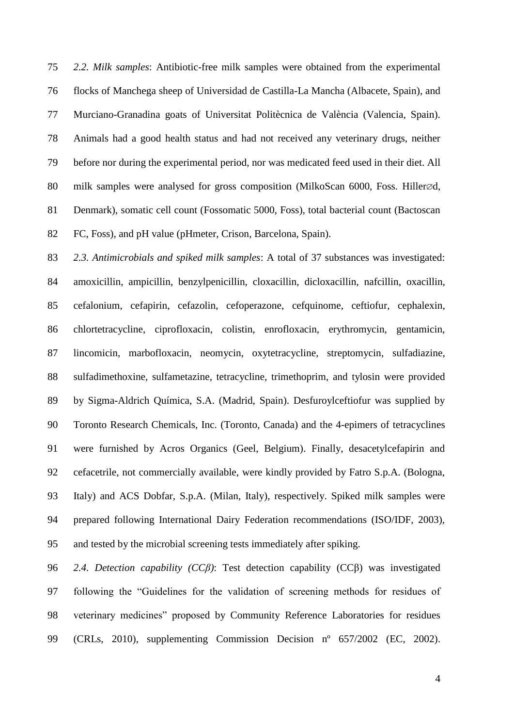*2.2. Milk samples*: Antibiotic-free milk samples were obtained from the experimental flocks of Manchega sheep of Universidad de Castilla-La Mancha (Albacete, Spain), and Murciano-Granadina goats of Universitat Politècnica de València (Valencia, Spain). Animals had a good health status and had not received any veterinary drugs, neither before nor during the experimental period, nor was medicated feed used in their diet. All milk samples were analysed for gross composition (MilkoScan 6000, Foss. Hiller∅d, Denmark), somatic cell count (Fossomatic 5000, Foss), total bacterial count (Bactoscan FC, Foss), and pH value (pHmeter, Crison, Barcelona, Spain).

*2.3. Antimicrobials and spiked milk samples*: A total of 37 substances was investigated: amoxicillin, ampicillin, benzylpenicillin, cloxacillin, dicloxacillin, nafcillin, oxacillin, cefalonium, cefapirin, cefazolin, cefoperazone, cefquinome, ceftiofur, cephalexin, chlortetracycline, ciprofloxacin, colistin, enrofloxacin, erythromycin, gentamicin, lincomicin, marbofloxacin, neomycin, oxytetracycline, streptomycin, sulfadiazine, sulfadimethoxine, sulfametazine, tetracycline, trimethoprim, and tylosin were provided by Sigma-Aldrich Química, S.A. (Madrid, Spain). Desfuroylceftiofur was supplied by Toronto Research Chemicals, Inc. (Toronto, Canada) and the 4-epimers of tetracyclines were furnished by Acros Organics (Geel, Belgium). Finally, desacetylcefapirin and cefacetrile, not commercially available, were kindly provided by Fatro S.p.A. (Bologna, Italy) and ACS Dobfar, S.p.A. (Milan, Italy), respectively. Spiked milk samples were prepared following International Dairy Federation recommendations (ISO/IDF, 2003), and tested by the microbial screening tests immediately after spiking.

*2.4. Detection capability (CCβ)*: Test detection capability (CCβ) was investigated following the "Guidelines for the validation of screening methods for residues of veterinary medicines" proposed by Community Reference Laboratories for residues (CRLs, 2010), supplementing Commission Decision nº 657/2002 (EC, 2002).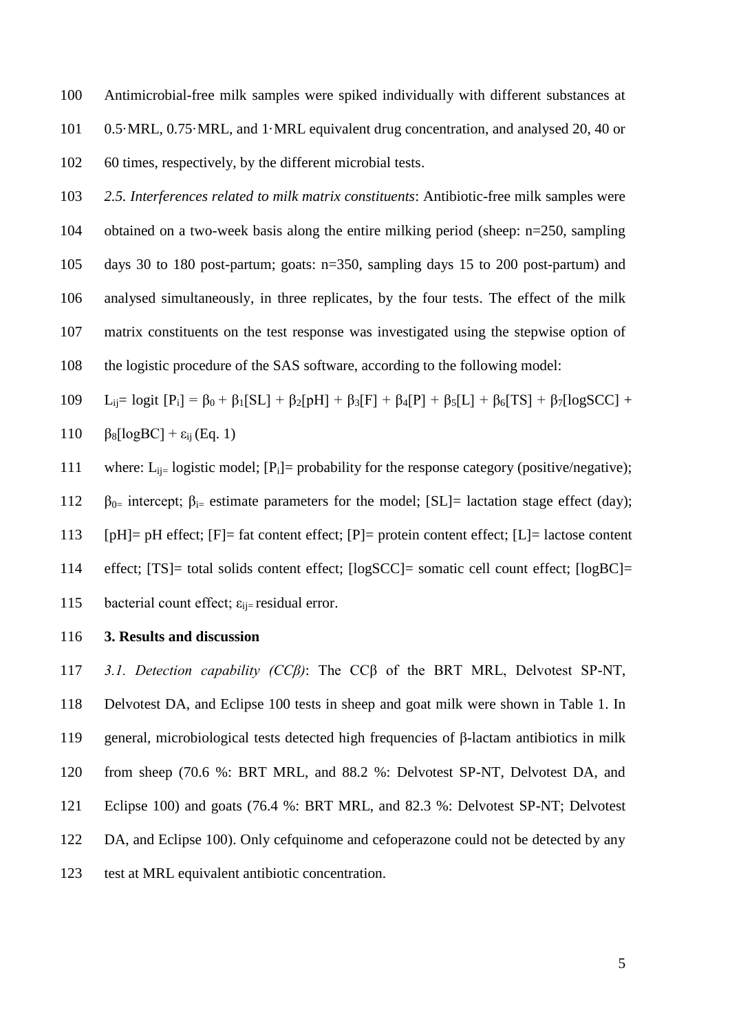Antimicrobial-free milk samples were spiked individually with different substances at 0.5·MRL, 0.75·MRL, and 1·MRL equivalent drug concentration, and analysed 20, 40 or 60 times, respectively, by the different microbial tests.

*2.5. Interferences related to milk matrix constituents*: Antibiotic-free milk samples were obtained on a two-week basis along the entire milking period (sheep: n=250, sampling days 30 to 180 post-partum; goats: n=350, sampling days 15 to 200 post-partum) and analysed simultaneously, in three replicates, by the four tests. The effect of the milk matrix constituents on the test response was investigated using the stepwise option of the logistic procedure of the SAS software, according to the following model:

$$L_{ij} = \text{logit}\ [P_i] = \beta_0 + \beta_1[SL] + \beta_2[pH] + \beta_3[F] + \beta_4[P] + \beta_5[L] + \beta_6[TS] + \beta_7[\log SCC] + \beta_8[\log BC] + \varepsilon_{ij} \quad \text{(Eq. 1)}$$

where: $L_{ij=}$ logistic model; $[P_i]$= probability for the response category (positive/negative); $\beta_{0=}$ intercept; $\beta_{i=}$ estimate parameters for the model; [SL]= lactation stage effect (day); [pH]= pH effect; [F]= fat content effect; [P]= protein content effect; [L]= lactose content effect; [TS]= total solids content effect; [logSCC]= somatic cell count effect; [logBC]= bacterial count effect; $\varepsilon_{ij=}$ residual error.

## 3. Results and discussion

*3.1. Detection capability (CCβ)*: The CCβ of the BRT MRL, Delvotest SP-NT, Delvotest DA, and Eclipse 100 tests in sheep and goat milk were shown in Table 1. In general, microbiological tests detected high frequencies of β-lactam antibiotics in milk from sheep (70.6 %: BRT MRL, and 88.2 %: Delvotest SP-NT, Delvotest DA, and Eclipse 100) and goats (76.4 %: BRT MRL, and 82.3 %: Delvotest SP-NT; Delvotest DA, and Eclipse 100). Only cefquinome and cefoperazone could not be detected by any test at MRL equivalent antibiotic concentration.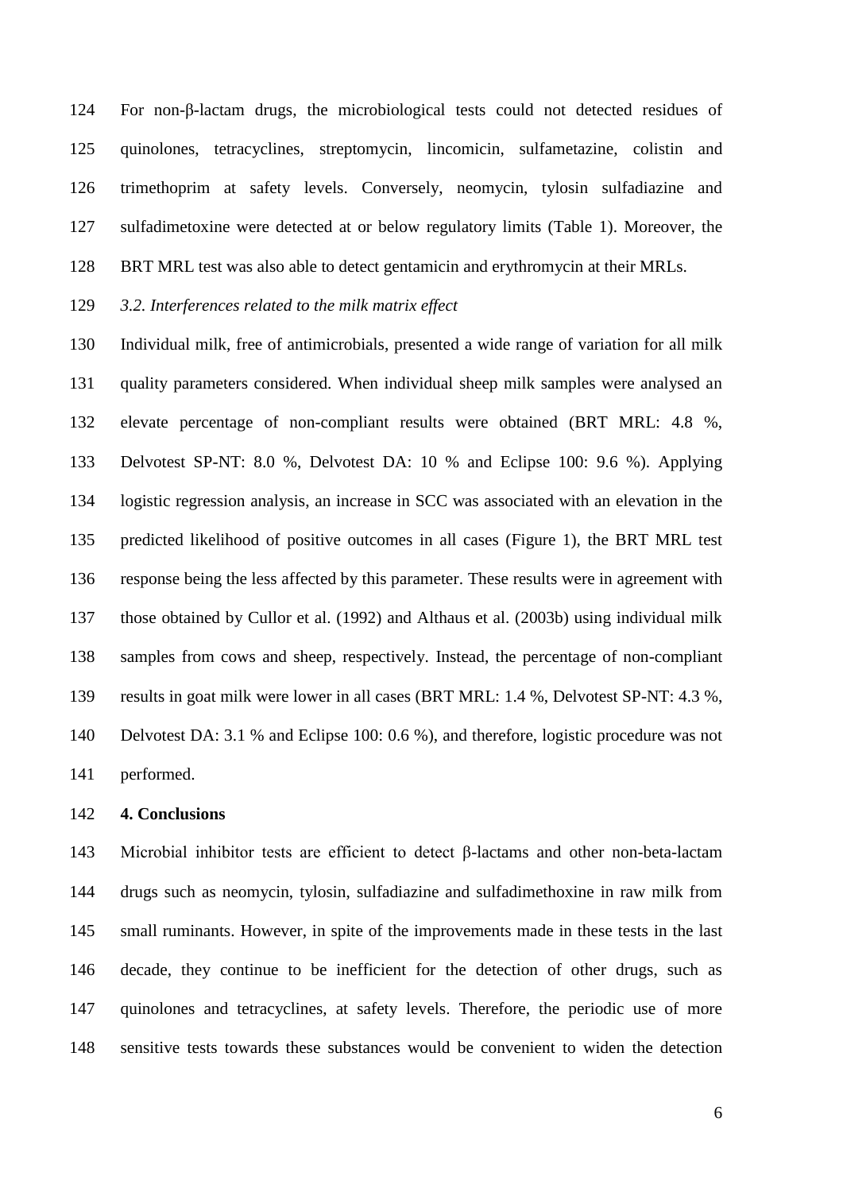For non-β-lactam drugs, the microbiological tests could not detected residues of quinolones, tetracyclines, streptomycin, lincomicin, sulfametazine, colistin and trimethoprim at safety levels. Conversely, neomycin, tylosin sulfadiazine and sulfadimetoxine were detected at or below regulatory limits (Table 1). Moreover, the BRT MRL test was also able to detect gentamicin and erythromycin at their MRLs.

### *3.2. Interferences related to the milk matrix effect*

Individual milk, free of antimicrobials, presented a wide range of variation for all milk quality parameters considered. When individual sheep milk samples were analysed an elevate percentage of non-compliant results were obtained (BRT MRL: 4.8 %, Delvotest SP-NT: 8.0 %, Delvotest DA: 10 % and Eclipse 100: 9.6 %). Applying logistic regression analysis, an increase in SCC was associated with an elevation in the predicted likelihood of positive outcomes in all cases (Figure 1), the BRT MRL test response being the less affected by this parameter. These results were in agreement with those obtained by Cullor et al. (1992) and Althaus et al. (2003b) using individual milk samples from cows and sheep, respectively. Instead, the percentage of non-compliant results in goat milk were lower in all cases (BRT MRL: 1.4 %, Delvotest SP-NT: 4.3 %, Delvotest DA: 3.1 % and Eclipse 100: 0.6 %), and therefore, logistic procedure was not performed.

## 4. Conclusions

Microbial inhibitor tests are efficient to detect β-lactams and other non-beta-lactam drugs such as neomycin, tylosin, sulfadiazine and sulfadimethoxine in raw milk from small ruminants. However, in spite of the improvements made in these tests in the last decade, they continue to be inefficient for the detection of other drugs, such as quinolones and tetracyclines, at safety levels. Therefore, the periodic use of more sensitive tests towards these substances would be convenient to widen the detection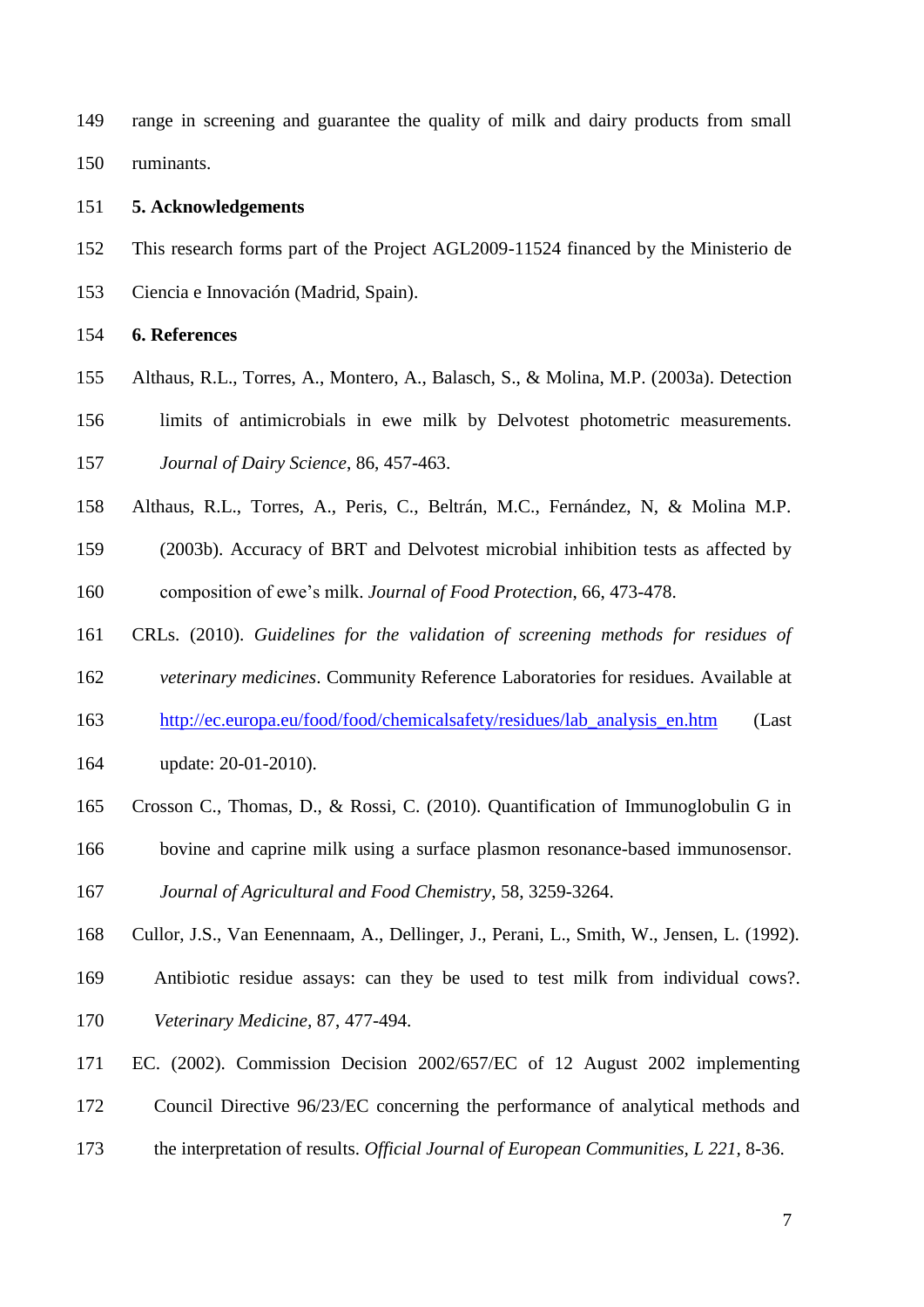range in screening and guarantee the quality of milk and dairy products from small ruminants.

## 5. Acknowledgements

This research forms part of the Project AGL2009-11524 financed by the Ministerio de Ciencia e Innovación (Madrid, Spain).

## 6. References

Althaus, R.L., Torres, A., Montero, A., Balasch, S., & Molina, M.P. (2003a). Detection limits of antimicrobials in ewe milk by Delvotest photometric measurements. *Journal of Dairy Science*, 86, 457-463.

Althaus, R.L., Torres, A., Peris, C., Beltrán, M.C., Fernández, N, & Molina M.P. (2003b). Accuracy of BRT and Delvotest microbial inhibition tests as affected by composition of ewe's milk. *Journal of Food Protection*, 66, 473-478.

CRLs. (2010). *Guidelines for the validation of screening methods for residues of veterinary medicines*. Community Reference Laboratories for residues. Available at http://ec.europa.eu/food/food/chemicalsafety/residues/lab_analysis_en.htm (Last update: 20-01-2010).

Crosson C., Thomas, D., & Rossi, C. (2010). Quantification of Immunoglobulin G in bovine and caprine milk using a surface plasmon resonance-based immunosensor. *Journal of Agricultural and Food Chemistry*, 58, 3259-3264.

Cullor, J.S., Van Eenennaam, A., Dellinger, J., Perani, L., Smith, W., Jensen, L. (1992). Antibiotic residue assays: can they be used to test milk from individual cows?. *Veterinary Medicine*, 87, 477-494.

EC. (2002). Commission Decision 2002/657/EC of 12 August 2002 implementing Council Directive 96/23/EC concerning the performance of analytical methods and the interpretation of results. *Official Journal of European Communities, L 221*, 8-36.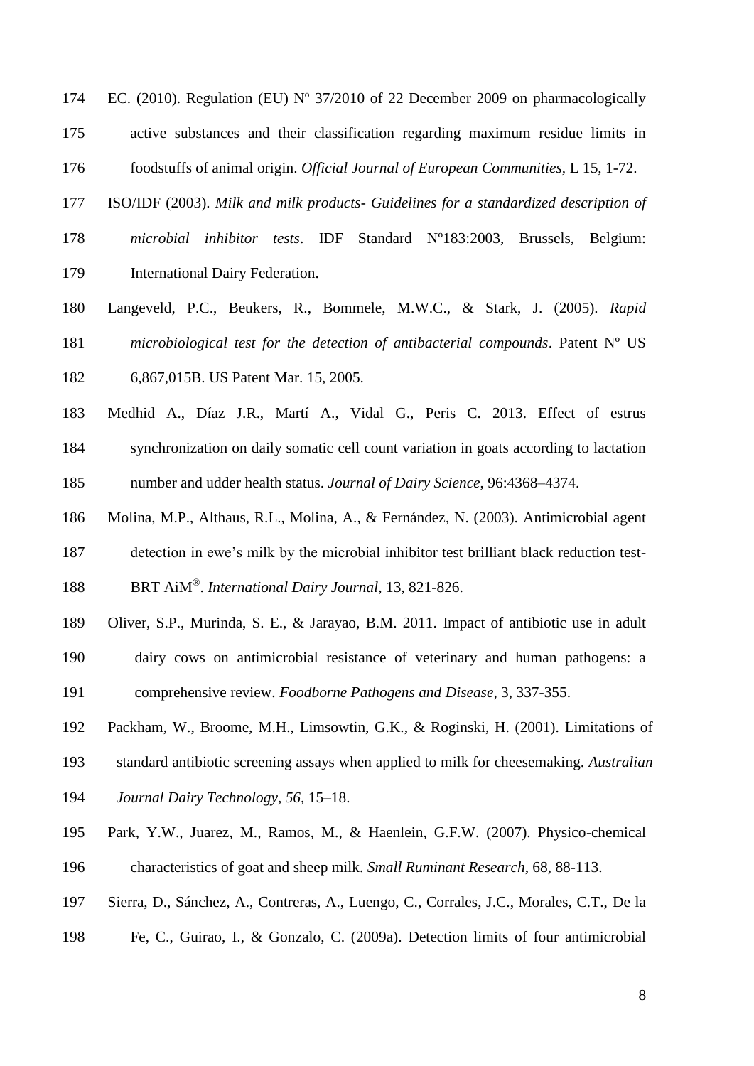EC. (2010). Regulation (EU) Nº 37/2010 of 22 December 2009 on pharmacologically active substances and their classification regarding maximum residue limits in foodstuffs of animal origin. *Official Journal of European Communities*, L 15, 1-72.

ISO/IDF (2003). *Milk and milk products- Guidelines for a standardized description of microbial inhibitor tests*. IDF Standard Nº183:2003, Brussels, Belgium: International Dairy Federation.

Langeveld, P.C., Beukers, R., Bommele, M.W.C., & Stark, J. (2005). *Rapid microbiological test for the detection of antibacterial compounds*. Patent Nº US 6,867,015B. US Patent Mar. 15, 2005.

Medhid A., Díaz J.R., Martí A., Vidal G., Peris C. 2013. Effect of estrus synchronization on daily somatic cell count variation in goats according to lactation number and udder health status. *Journal of Dairy Science*, 96:4368–4374.

Molina, M.P., Althaus, R.L., Molina, A., & Fernández, N. (2003). Antimicrobial agent detection in ewe's milk by the microbial inhibitor test brilliant black reduction test-BRT AiM®. *International Dairy Journal*, 13, 821-826.

Oliver, S.P., Murinda, S. E., & Jarayao, B.M. 2011. Impact of antibiotic use in adult dairy cows on antimicrobial resistance of veterinary and human pathogens: a comprehensive review. *Foodborne Pathogens and Disease*, 3, 337-355.

Packham, W., Broome, M.H., Limsowtin, G.K., & Roginski, H. (2001). Limitations of standard antibiotic screening assays when applied to milk for cheesemaking. *Australian Journal Dairy Technology, 56*, 15–18.

Park, Y.W., Juarez, M., Ramos, M., & Haenlein, G.F.W. (2007). Physico-chemical characteristics of goat and sheep milk. *Small Ruminant Research*, 68, 88-113.

Sierra, D., Sánchez, A., Contreras, A., Luengo, C., Corrales, J.C., Morales, C.T., De la Fe, C., Guirao, I., & Gonzalo, C. (2009a). Detection limits of four antimicrobial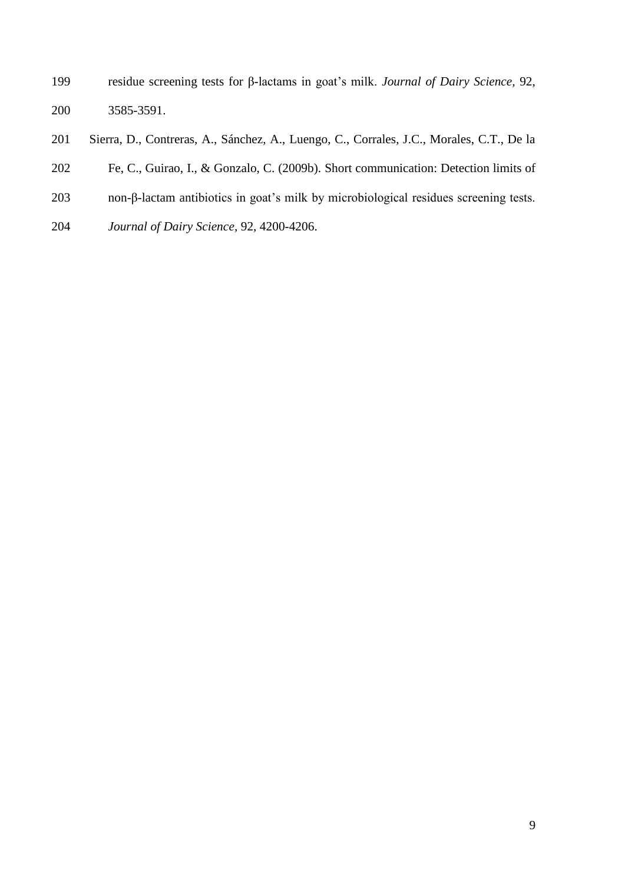residue screening tests for β-lactams in goat's milk. *Journal of Dairy Science*, 92, 3585-3591.

Sierra, D., Contreras, A., Sánchez, A., Luengo, C., Corrales, J.C., Morales, C.T., De la Fe, C., Guirao, I., & Gonzalo, C. (2009b). Short communication: Detection limits of non-β-lactam antibiotics in goat's milk by microbiological residues screening tests. *Journal of Dairy Science*, 92, 4200-4206.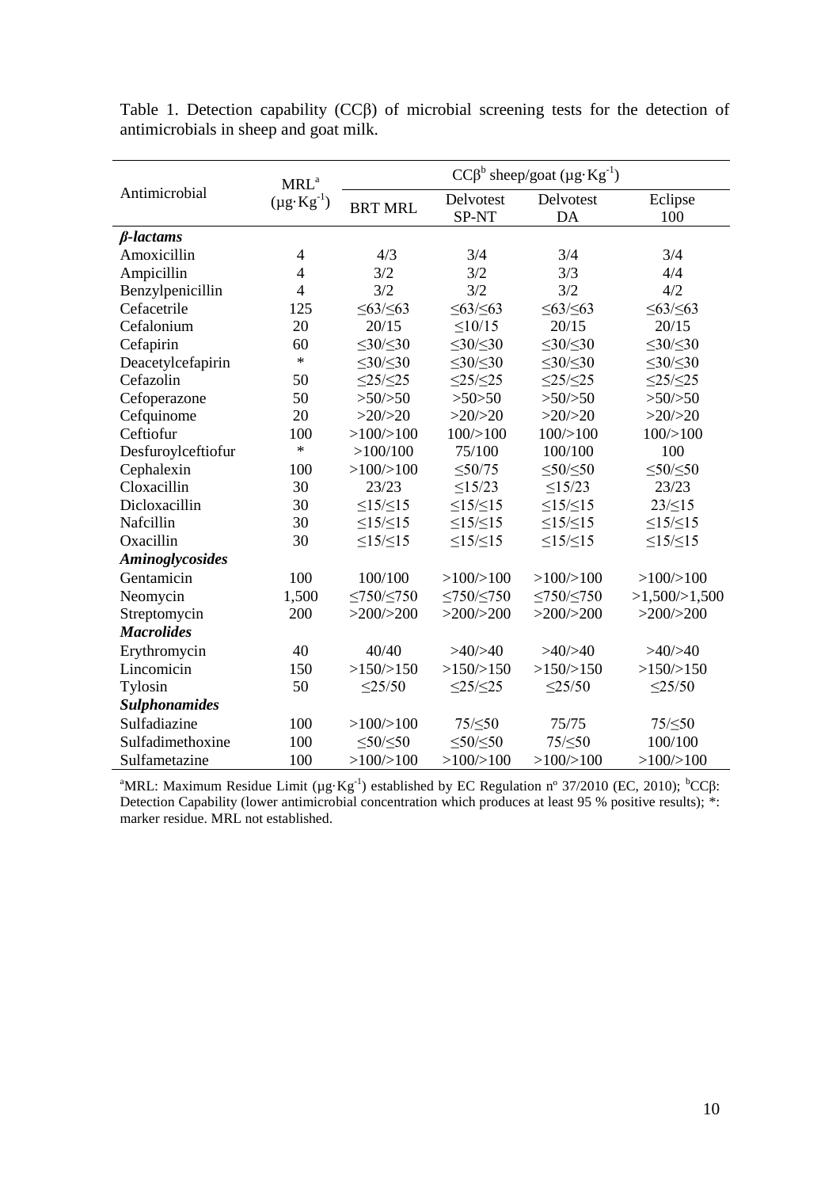Table 1. Detection capability (CCβ) of microbial screening tests for the detection of antimicrobials in sheep and goat milk.

| Antimicrobial | MRL[a] (µg·Kg$^{-1}$) | CCβ[b] sheep/goat (µg·Kg$^{-1}$) | | | |
|---|---|---|---|---|---|
| | | BRT MRL | Delvotest SP-NT | Delvotest DA | Eclipse 100 |
| ***β-lactams*** | | | | | |
| Amoxicillin | 4 | 4/3 | 3/4 | 3/4 | 3/4 |
| Ampicillin | 4 | 3/2 | 3/2 | 3/3 | 4/4 |
| Benzylpenicillin | 4 | 3/2 | 3/2 | 3/2 | 4/2 |
| Cefacetrile | 125 | ≤63/≤63 | ≤63/≤63 | ≤63/≤63 | ≤63/≤63 |
| Cefalonium | 20 | 20/15 | ≤10/15 | 20/15 | 20/15 |
| Cefapirin | 60 | ≤30/≤30 | ≤30/≤30 | ≤30/≤30 | ≤30/≤30 |
| Deacetylcefapirin | * | ≤30/≤30 | ≤30/≤30 | ≤30/≤30 | ≤30/≤30 |
| Cefazolin | 50 | ≤25/≤25 | ≤25/≤25 | ≤25/≤25 | ≤25/≤25 |
| Cefoperazone | 50 | >50/>50 | >50>50 | >50/>50 | >50/>50 |
| Cefquinome | 20 | >20/>20 | >20/>20 | >20/>20 | >20/>20 |
| Ceftiofur | 100 | >100/>100 | 100/>100 | 100/>100 | 100/>100 |
| Desfuroylceftiofur | * | >100/100 | 75/100 | 100/100 | 100 |
| Cephalexin | 100 | >100/>100 | ≤50/75 | ≤50/≤50 | ≤50/≤50 |
| Cloxacillin | 30 | 23/23 | ≤15/23 | ≤15/23 | 23/23 |
| Dicloxacillin | 30 | ≤15/≤15 | ≤15/≤15 | ≤15/≤15 | 23/≤15 |
| Nafcillin | 30 | ≤15/≤15 | ≤15/≤15 | ≤15/≤15 | ≤15/≤15 |
| Oxacillin | 30 | ≤15/≤15 | ≤15/≤15 | ≤15/≤15 | ≤15/≤15 |
| ***Aminoglycosides*** | | | | | |
| Gentamicin | 100 | 100/100 | >100/>100 | >100/>100 | >100/>100 |
| Neomycin | 1,500 | ≤750/≤750 | ≤750/≤750 | ≤750/≤750 | >1,500/>1,500 |
| Streptomycin | 200 | >200/>200 | >200/>200 | >200/>200 | >200/>200 |
| ***Macrolides*** | | | | | |
| Erythromycin | 40 | 40/40 | >40/>40 | >40/>40 | >40/>40 |
| Lincomicin | 150 | >150/>150 | >150/>150 | >150/>150 | >150/>150 |
| Tylosin | 50 | ≤25/50 | ≤25/≤25 | ≤25/50 | ≤25/50 |
| ***Sulphonamides*** | | | | | |
| Sulfadiazine | 100 | >100/>100 | 75/≤50 | 75/75 | 75/≤50 |
| Sulfadimethoxine | 100 | ≤50/≤50 | ≤50/≤50 | 75/≤50 | 100/100 |
| Sulfametazine | 100 | >100/>100 | >100/>100 | >100/>100 | >100/>100 |

[a]MRL: Maximum Residue Limit (µg·Kg$^{-1}$) established by EC Regulation nº 37/2010 (EC, 2010); [b]CCβ: Detection Capability (lower antimicrobial concentration which produces at least 95 % positive results); *: marker residue. MRL not established.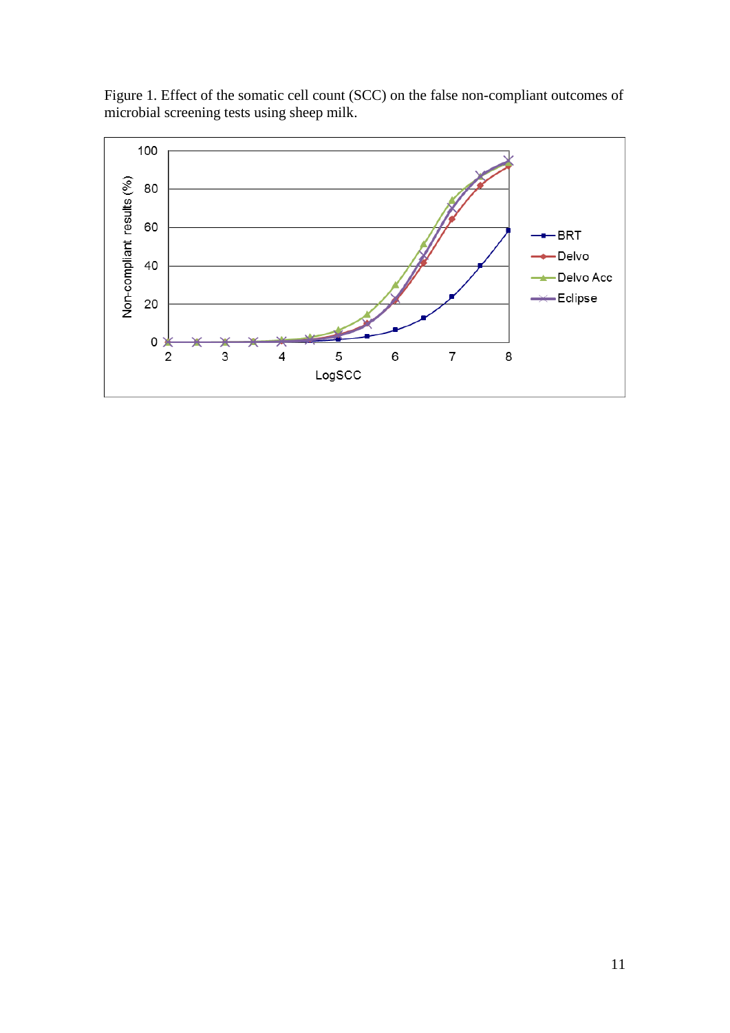Figure 1. Effect of the somatic cell count (SCC) on the false non-compliant outcomes of microbial screening tests using sheep milk.

Non-compliant results (%)

100
80
60
40
20
0

2
3
4
5
6
7
8

LogSCC

BRT
Delvo
Delvo Acc
Eclipse